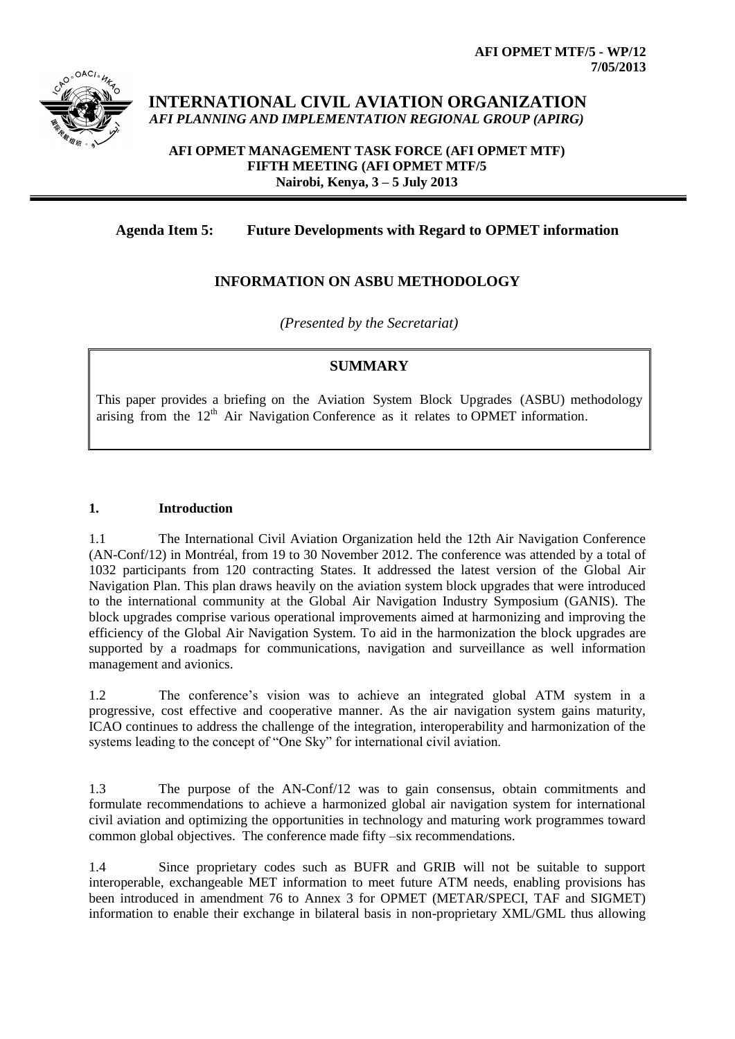AFI OPMET MTF/5 - WP/12
7/05/2013

**INTERNATIONAL CIVIL AVIATION ORGANIZATION**
*AFI PLANNING AND IMPLEMENTATION REGIONAL GROUP (APIRG)*

**AFI OPMET MANAGEMENT TASK FORCE (AFI OPMET MTF)**
**FIFTH MEETING (AFI OPMET MTF/5**
**Nairobi, Kenya, 3 – 5 July 2013**

**Agenda Item 5: Future Developments with Regard to OPMET information**

## INFORMATION ON ASBU METHODOLOGY

*(Presented by the Secretariat)*

**SUMMARY**

This paper provides a briefing on the Aviation System Block Upgrades (ASBU) methodology arising from the 12th Air Navigation Conference as it relates to OPMET information.

### 1. Introduction

1.1 The International Civil Aviation Organization held the 12th Air Navigation Conference (AN-Conf/12) in Montréal, from 19 to 30 November 2012. The conference was attended by a total of 1032 participants from 120 contracting States. It addressed the latest version of the Global Air Navigation Plan. This plan draws heavily on the aviation system block upgrades that were introduced to the international community at the Global Air Navigation Industry Symposium (GANIS). The block upgrades comprise various operational improvements aimed at harmonizing and improving the efficiency of the Global Air Navigation System. To aid in the harmonization the block upgrades are supported by a roadmaps for communications, navigation and surveillance as well information management and avionics.

1.2 The conference's vision was to achieve an integrated global ATM system in a progressive, cost effective and cooperative manner. As the air navigation system gains maturity, ICAO continues to address the challenge of the integration, interoperability and harmonization of the systems leading to the concept of "One Sky" for international civil aviation.

1.3 The purpose of the AN-Conf/12 was to gain consensus, obtain commitments and formulate recommendations to achieve a harmonized global air navigation system for international civil aviation and optimizing the opportunities in technology and maturing work programmes toward common global objectives. The conference made fifty –six recommendations.

1.4 Since proprietary codes such as BUFR and GRIB will not be suitable to support interoperable, exchangeable MET information to meet future ATM needs, enabling provisions has been introduced in amendment 76 to Annex 3 for OPMET (METAR/SPECI, TAF and SIGMET) information to enable their exchange in bilateral basis in non-proprietary XML/GML thus allowing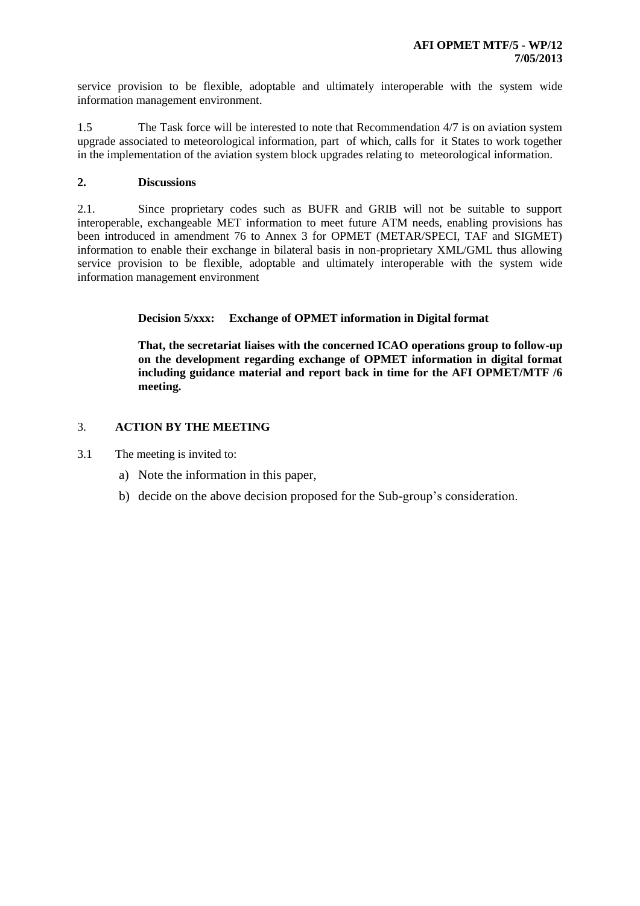service provision to be flexible, adoptable and ultimately interoperable with the system wide information management environment.

1.5 The Task force will be interested to note that Recommendation 4/7 is on aviation system upgrade associated to meteorological information, part of which, calls for it States to work together in the implementation of the aviation system block upgrades relating to meteorological information.

## 2. Discussions

2.1. Since proprietary codes such as BUFR and GRIB will not be suitable to support interoperable, exchangeable MET information to meet future ATM needs, enabling provisions has been introduced in amendment 76 to Annex 3 for OPMET (METAR/SPECI, TAF and SIGMET) information to enable their exchange in bilateral basis in non-proprietary XML/GML thus allowing service provision to be flexible, adoptable and ultimately interoperable with the system wide information management environment

**Decision 5/xxx: Exchange of OPMET information in Digital format**

**That, the secretariat liaises with the concerned ICAO operations group to follow-up on the development regarding exchange of OPMET information in digital format including guidance material and report back in time for the AFI OPMET/MTF /6 meeting.**

## 3. ACTION BY THE MEETING

3.1 The meeting is invited to:

a) Note the information in this paper,

b) decide on the above decision proposed for the Sub-group's consideration.